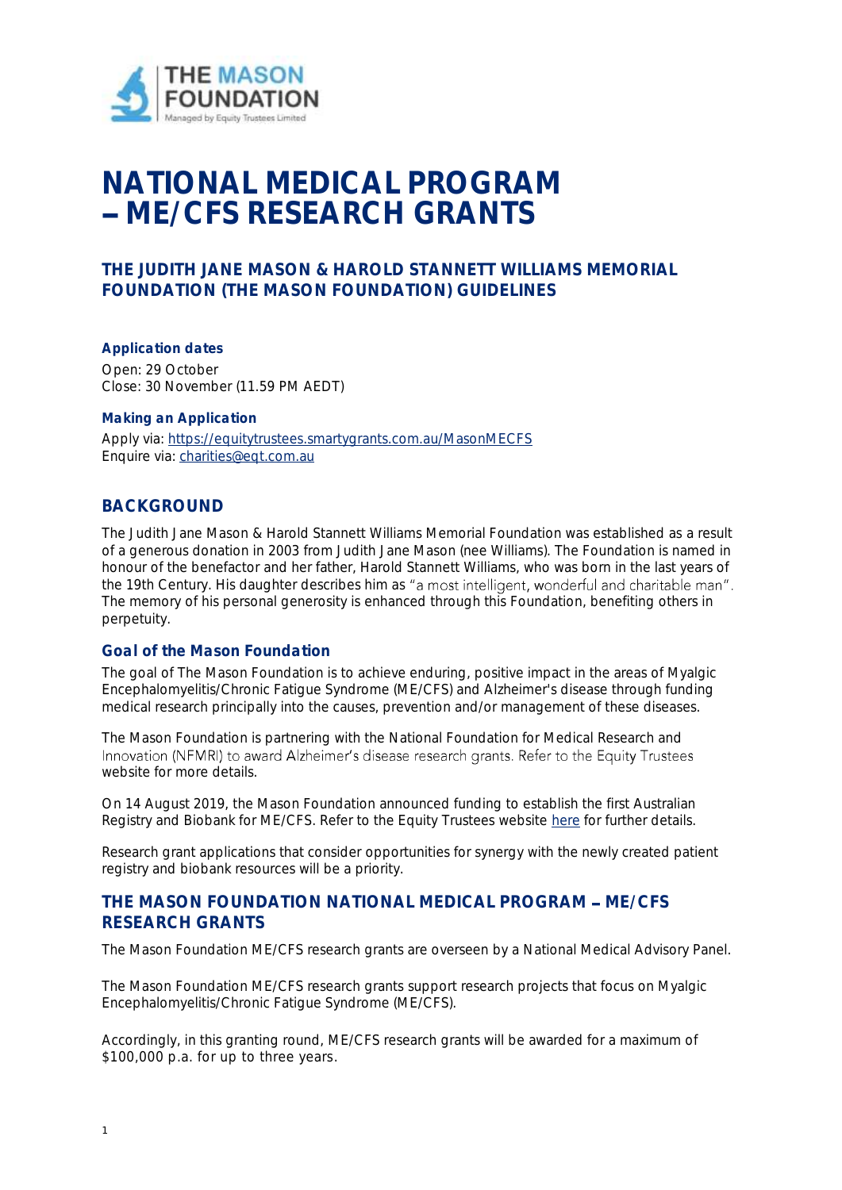THE MASON FOUNDATION
Managed by Equity Trustees Limited

# NATIONAL MEDICAL PROGRAM – ME/CFS RESEARCH GRANTS

## THE JUDITH JANE MASON & HAROLD STANNETT WILLIAMS MEMORIAL FOUNDATION (THE MASON FOUNDATION) GUIDELINES

### Application dates

Open: 29 October
Close: 30 November (11.59 PM AEDT)

### Making an Application

Apply via: https://equitytrustees.smartygrants.com.au/MasonMECFS
Enquire via: charities@eqt.com.au

## BACKGROUND

The Judith Jane Mason & Harold Stannett Williams Memorial Foundation was established as a result of a generous donation in 2003 from Judith Jane Mason (nee Williams). The Foundation is named in honour of the benefactor and her father, Harold Stannett Williams, who was born in the last years of the 19th Century. His daughter describes him as "a most intelligent, wonderful and charitable man". The memory of his personal generosity is enhanced through this Foundation, benefiting others in perpetuity.

### Goal of the Mason Foundation

The goal of The Mason Foundation is to achieve enduring, positive impact in the areas of Myalgic Encephalomyelitis/Chronic Fatigue Syndrome (ME/CFS) and Alzheimer's disease through funding medical research principally into the causes, prevention and/or management of these diseases.

The Mason Foundation is partnering with the National Foundation for Medical Research and Innovation (NFMRI) to award Alzheimer's disease research grants. Refer to the Equity Trustees website for more details.

On 14 August 2019, the Mason Foundation announced funding to establish the first Australian Registry and Biobank for ME/CFS. Refer to the Equity Trustees website here for further details.

Research grant applications that consider opportunities for synergy with the newly created patient registry and biobank resources will be a priority.

## THE MASON FOUNDATION NATIONAL MEDICAL PROGRAM – ME/CFS RESEARCH GRANTS

The Mason Foundation ME/CFS research grants are overseen by a National Medical Advisory Panel.

The Mason Foundation ME/CFS research grants support research projects that focus on Myalgic Encephalomyelitis/Chronic Fatigue Syndrome (ME/CFS).

Accordingly, in this granting round, ME/CFS research grants will be awarded for a maximum of $100,000 p.a. for up to three years.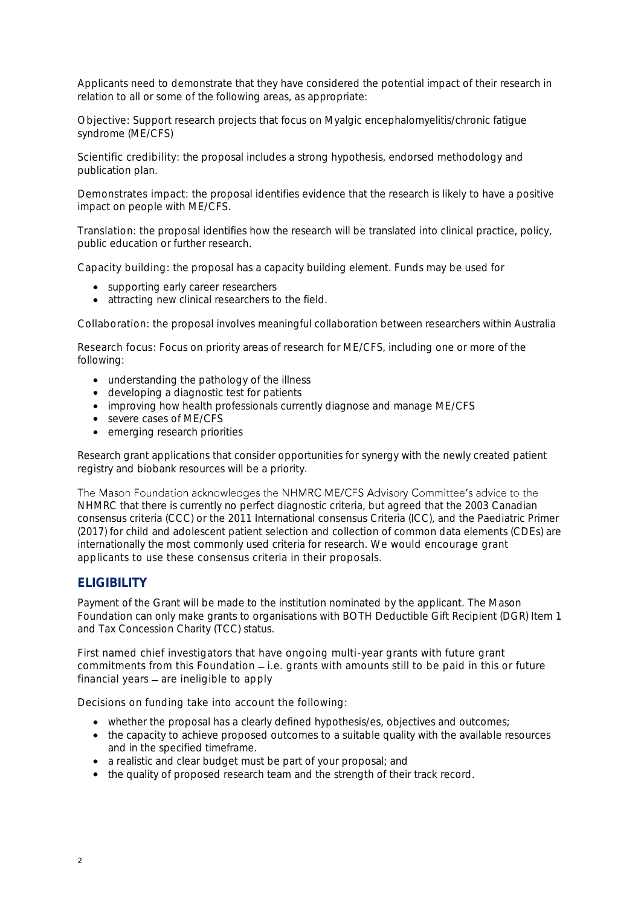Applicants need to demonstrate that they have considered the potential impact of their research in relation to all or some of the following areas, as appropriate:

Objective: Support research projects that focus on Myalgic encephalomyelitis/chronic fatigue syndrome (ME/CFS)

Scientific credibility: the proposal includes a strong hypothesis, endorsed methodology and publication plan.

Demonstrates impact: the proposal identifies evidence that the research is likely to have a positive impact on people with ME/CFS.

Translation: the proposal identifies how the research will be translated into clinical practice, policy, public education or further research.

Capacity building: the proposal has a capacity building element. Funds may be used for

- supporting early career researchers
- attracting new clinical researchers to the field.

Collaboration: the proposal involves meaningful collaboration between researchers within Australia

Research focus: Focus on priority areas of research for ME/CFS, including one or more of the following:

- understanding the pathology of the illness
- developing a diagnostic test for patients
- improving how health professionals currently diagnose and manage ME/CFS
- severe cases of ME/CFS
- emerging research priorities

Research grant applications that consider opportunities for synergy with the newly created patient registry and biobank resources will be a priority.

The Mason Foundation acknowledges the NHMRC ME/CFS Advisory Committee's advice to the NHMRC that there is currently no perfect diagnostic criteria, but agreed that the 2003 Canadian consensus criteria (CCC) or the 2011 International consensus Criteria (ICC), and the Paediatric Primer (2017) for child and adolescent patient selection and collection of common data elements (CDEs) are internationally the most commonly used criteria for research. We would encourage grant applicants to use these consensus criteria in their proposals.

## ELIGIBILITY

Payment of the Grant will be made to the institution nominated by the applicant. The Mason Foundation can only make grants to organisations with BOTH Deductible Gift Recipient (DGR) Item 1 and Tax Concession Charity (TCC) status.

First named chief investigators that have ongoing multi-year grants with future grant commitments from this Foundation – i.e. grants with amounts still to be paid in this or future financial years – are ineligible to apply

Decisions on funding take into account the following:

- whether the proposal has a clearly defined hypothesis/es, objectives and outcomes;
- the capacity to achieve proposed outcomes to a suitable quality with the available resources and in the specified timeframe.
- a realistic and clear budget must be part of your proposal; and
- the quality of proposed research team and the strength of their track record.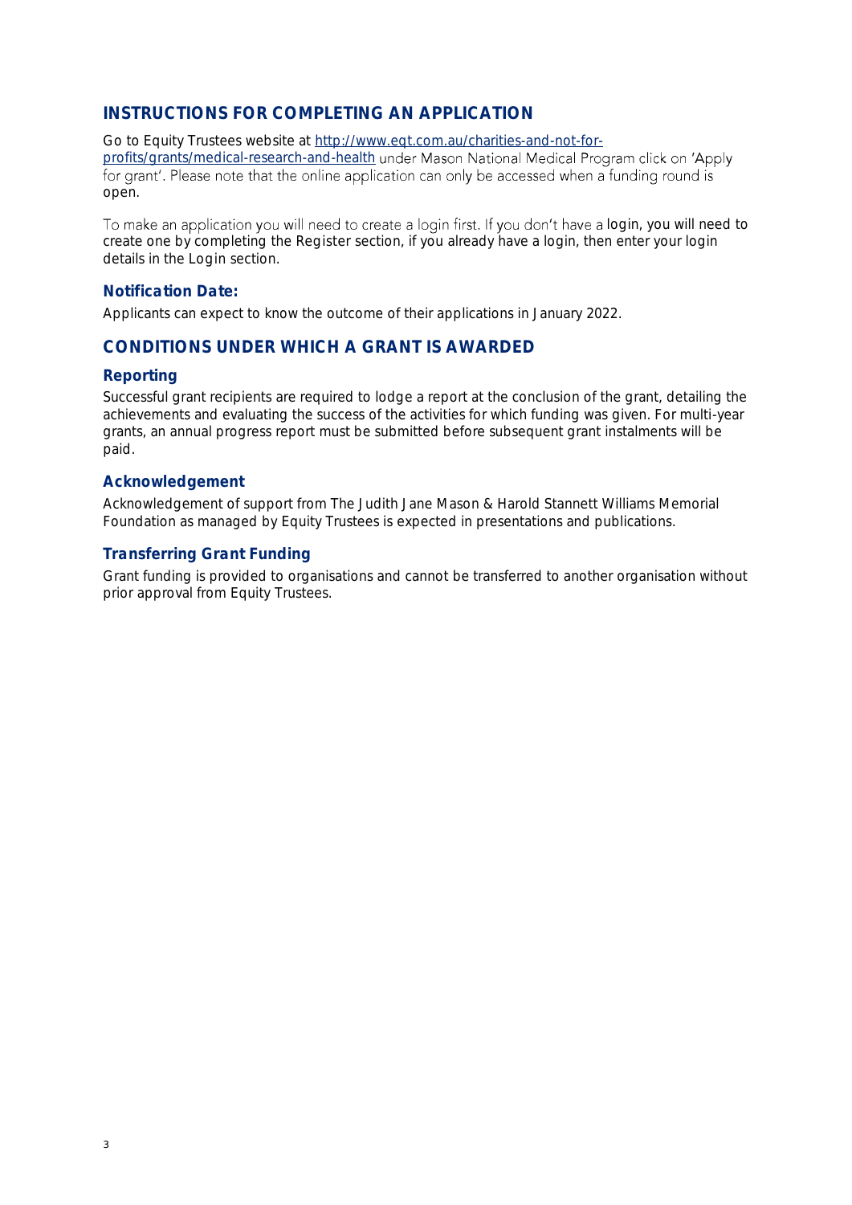## INSTRUCTIONS FOR COMPLETING AN APPLICATION

Go to Equity Trustees website at [http://www.eqt.com.au/charities-and-not-for-profits/grants/medical-research-and-health](http://www.eqt.com.au/charities-and-not-for-profits/grants/medical-research-and-health) under Mason National Medical Program click on 'Apply for grant'. Please note that the online application can only be accessed when a funding round is open.

To make an application you will need to create a login first. If you don't have a login, you will need to create one by completing the Register section, if you already have a login, then enter your login details in the Login section.

### *Notification Date:*

Applicants can expect to know the outcome of their applications in January 2022.

## CONDITIONS UNDER WHICH A GRANT IS AWARDED

### Reporting

Successful grant recipients are required to lodge a report at the conclusion of the grant, detailing the achievements and evaluating the success of the activities for which funding was given. For multi-year grants, an annual progress report must be submitted before subsequent grant instalments will be paid.

### Acknowledgement

Acknowledgement of support from The Judith Jane Mason & Harold Stannett Williams Memorial Foundation as managed by Equity Trustees is expected in presentations and publications.

### Transferring Grant Funding

Grant funding is provided to organisations and cannot be transferred to another organisation without prior approval from Equity Trustees.